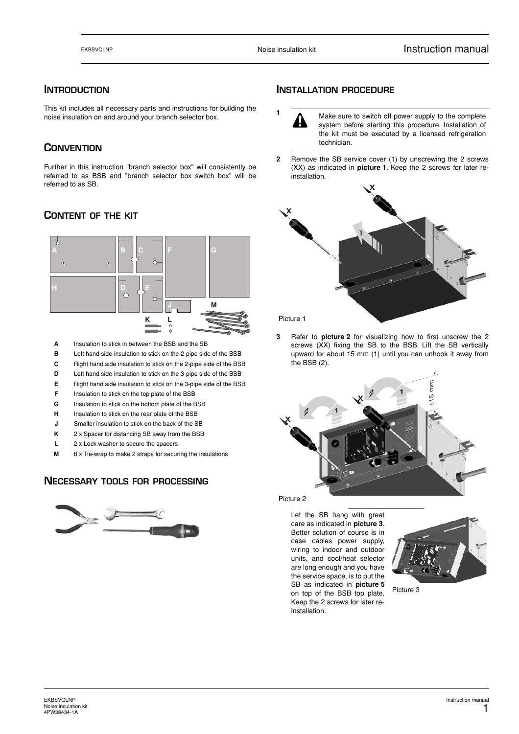## INTRODUCTION

This kit includes all necessary parts and instructions for building the noise insulation on and around your branch selector box.

## CONVENTION

Further in this instruction "branch selector box" will consistently be referred to as BSB and "branch selector box switch box" will be referred to as SB.

## CONTENT OF THE KIT

| | |
|---|---|
| **A** | Insulation to stick in between the BSB and the SB |
| **B** | Left hand side insulation to stick on the 2-pipe side of the BSB |
| **C** | Right hand side insulation to stick on the 2-pipe side of the BSB |
| **D** | Left hand side insulation to stick on the 3-pipe side of the BSB |
| **E** | Right hand side insulation to stick on the 3-pipe side of the BSB |
| **F** | Insulation to stick on the top plate of the BSB |
| **G** | Insulation to stick on the bottom plate of the BSB |
| **H** | Insulation to stick on the rear plate of the BSB |
| **J** | Smaller insulation to stick on the back of the SB |
| **K** | 2 x Spacer for distancing SB away from the BSB |
| **L** | 2 x Lock washer to secure the spacers |
| **M** | 8 x Tie-wrap to make 2 straps for securing the insulations |

## NECESSARY TOOLS FOR PROCESSING

## INSTALLATION PROCEDURE

**1** Make sure to switch off power supply to the complete system before starting this procedure. Installation of the kit must be executed by a licensed refrigeration technician.

**2** Remove the SB service cover (1) by unscrewing the 2 screws (XX) as indicated in **picture 1**. Keep the 2 screws for later re-installation.

Picture 1

**3** Refer to **picture 2** for visualizing how to first unscrew the 2 screws (XX) fixing the SB to the BSB. Lift the SB vertically upward for about 15 mm (1) until you can unhook it away from the BSB (2).

Picture 2

Let the SB hang with great care as indicated in **picture 3**. Better solution of course is in case cables power supply, wiring to indoor and outdoor units, and cool/heat selector are long enough and you have the service space, is to put the SB as indicated in **picture 5** on top of the BSB top plate. Keep the 2 screws for later re-installation.

Picture 3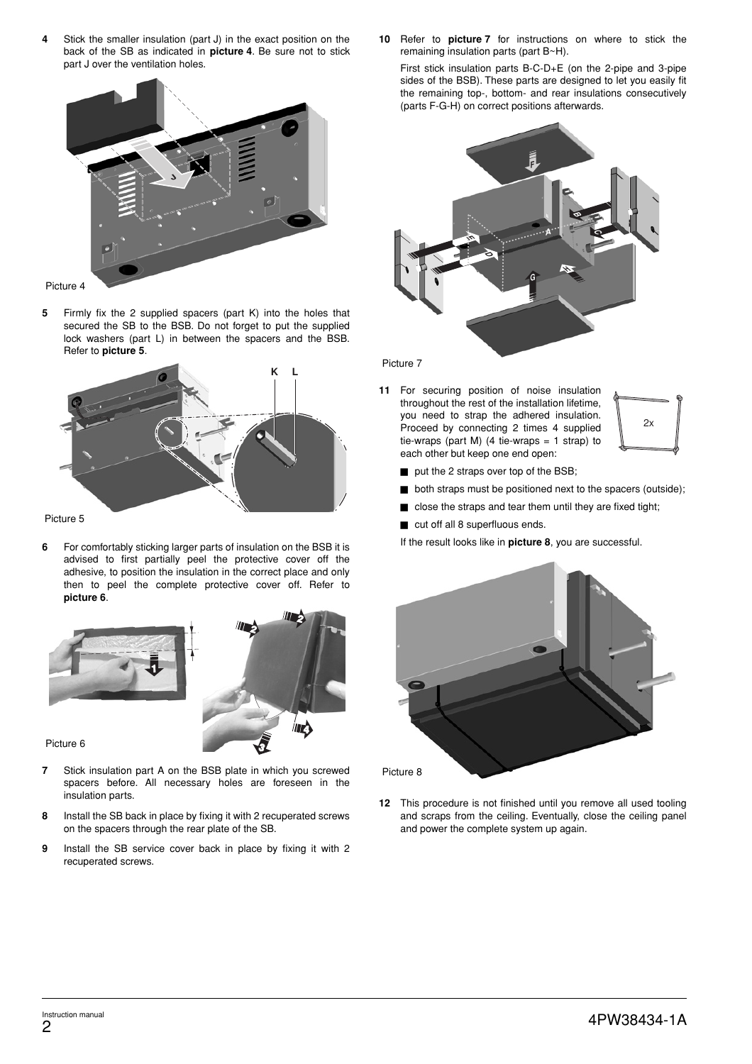**4** Stick the smaller insulation (part J) in the exact position on the back of the SB as indicated in **picture 4**. Be sure not to stick part J over the ventilation holes.

Picture 4

**5** Firmly fix the 2 supplied spacers (part K) into the holes that secured the SB to the BSB. Do not forget to put the supplied lock washers (part L) in between the spacers and the BSB. Refer to **picture 5**.

Picture 5

**6** For comfortably sticking larger parts of insulation on the BSB it is advised to first partially peel the protective cover off the adhesive, to position the insulation in the correct place and only then to peel the complete protective cover off. Refer to **picture 6**.

Picture 6

**7** Stick insulation part A on the BSB plate in which you screwed spacers before. All necessary holes are foreseen in the insulation parts.

**8** Install the SB back in place by fixing it with 2 recuperated screws on the spacers through the rear plate of the SB.

**9** Install the SB service cover back in place by fixing it with 2 recuperated screws.

**10** Refer to **picture 7** for instructions on where to stick the remaining insulation parts (part B~H).

First stick insulation parts B-C-D+E (on the 2-pipe and 3-pipe sides of the BSB). These parts are designed to let you easily fit the remaining top-, bottom- and rear insulations consecutively (parts F-G-H) on correct positions afterwards.

Picture 7

**11** For securing position of noise insulation throughout the rest of the installation lifetime, you need to strap the adhered insulation. Proceed by connecting 2 times 4 supplied tie-wraps (part M) (4 tie-wraps = 1 strap) to each other but keep one end open:

- put the 2 straps over top of the BSB;
- both straps must be positioned next to the spacers (outside);
- close the straps and tear them until they are fixed tight;
- cut off all 8 superfluous ends.

If the result looks like in **picture 8**, you are successful.

Picture 8

**12** This procedure is not finished until you remove all used tooling and scraps from the ceiling. Eventually, close the ceiling panel and power the complete system up again.